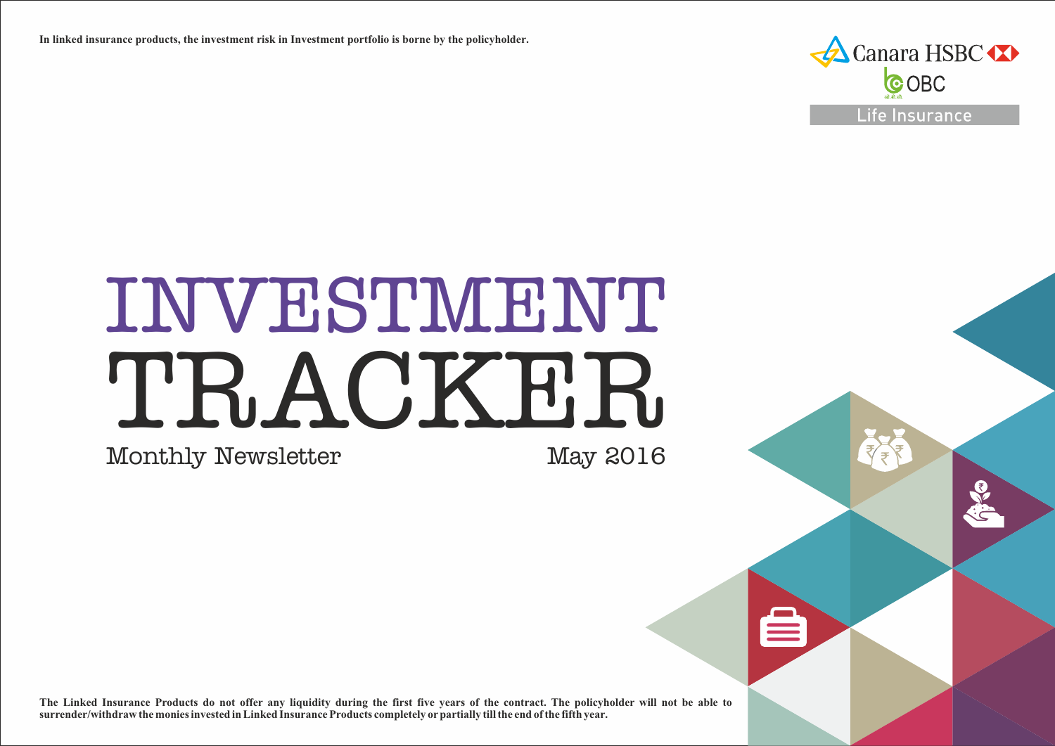In linked insurance products, the investment risk in Investment portfolio is borne by the policyholder.

Canara HSBC OBC Life Insurance

# INVESTMENT TRACKER

Monthly Newsletter

May 2016

The Linked Insurance Products do not offer any liquidity during the first five years of the contract. The policyholder will not be able to surrender/withdraw the monies invested in Linked Insurance Products completely or partially till the end of the fifth year.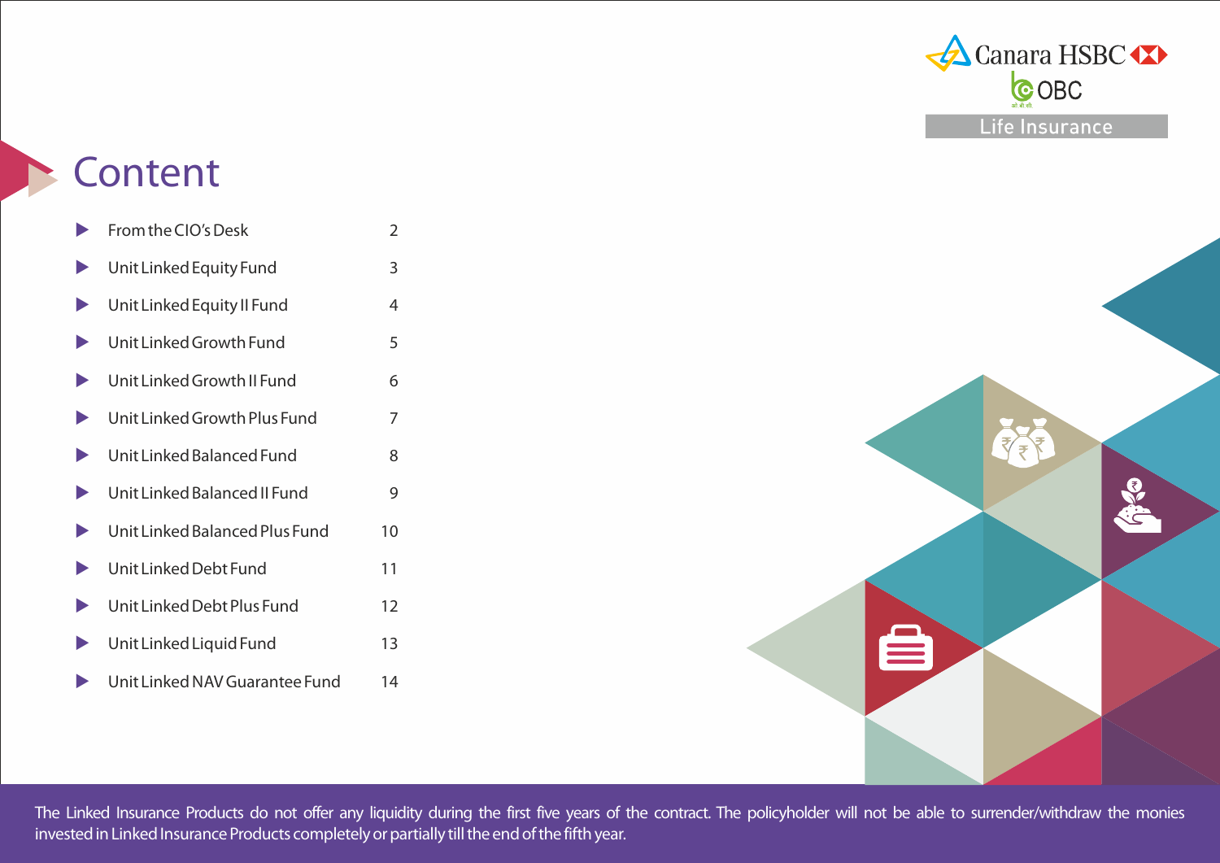# Content

| | |
|---|---|
| From the CIO's Desk | 2 |
| Unit Linked Equity Fund | 3 |
| Unit Linked Equity II Fund | 4 |
| Unit Linked Growth Fund | 5 |
| Unit Linked Growth II Fund | 6 |
| Unit Linked Growth Plus Fund | 7 |
| Unit Linked Balanced Fund | 8 |
| Unit Linked Balanced II Fund | 9 |
| Unit Linked Balanced Plus Fund | 10 |
| Unit Linked Debt Fund | 11 |
| Unit Linked Debt Plus Fund | 12 |
| Unit Linked Liquid Fund | 13 |
| Unit Linked NAV Guarantee Fund | 14 |

The Linked Insurance Products do not offer any liquidity during the first five years of the contract. The policyholder will not be able to surrender/withdraw the monies invested in Linked Insurance Products completely or partially till the end of the fifth year.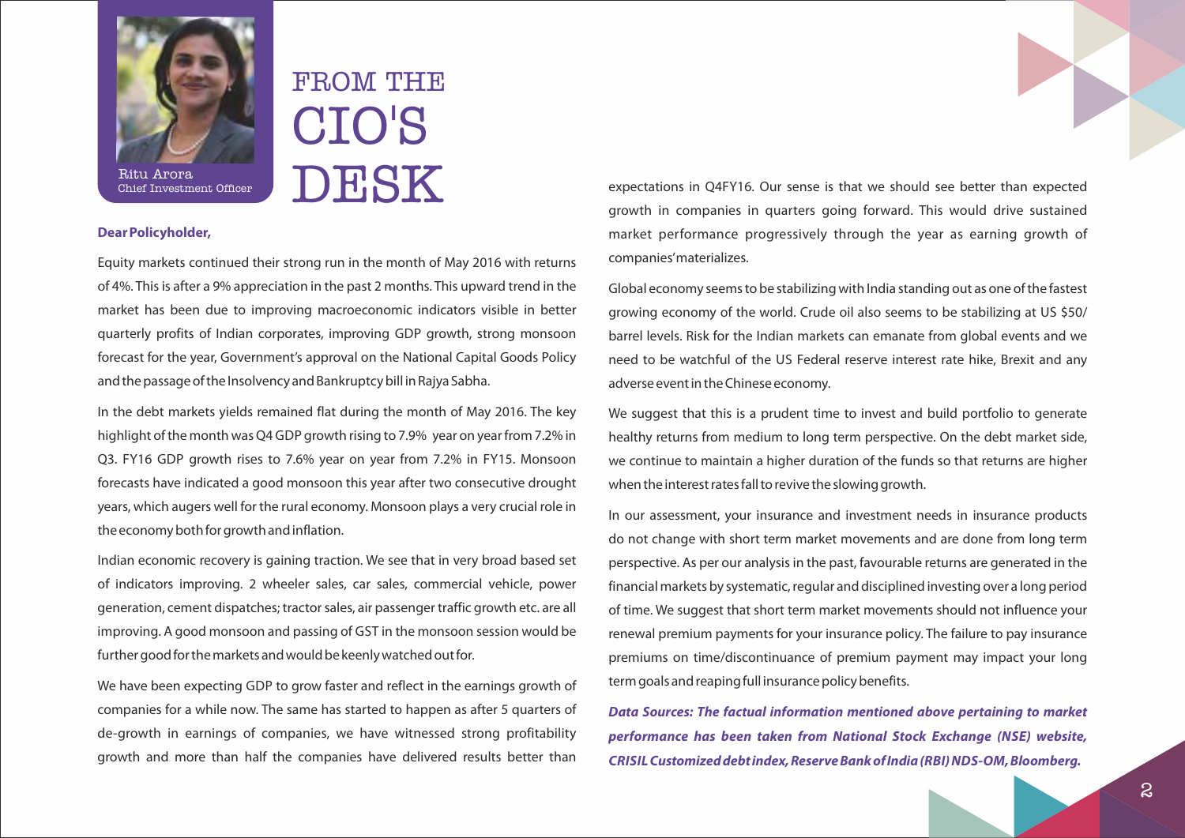# FROM THE CIO'S DESK

Ritu Arora
Chief Investment Officer

**Dear Policyholder,**

Equity markets continued their strong run in the month of May 2016 with returns of 4%. This is after a 9% appreciation in the past 2 months. This upward trend in the market has been due to improving macroeconomic indicators visible in better quarterly profits of Indian corporates, improving GDP growth, strong monsoon forecast for the year, Government's approval on the National Capital Goods Policy and the passage of the Insolvency and Bankruptcy bill in Rajya Sabha.

In the debt markets yields remained flat during the month of May 2016. The key highlight of the month was Q4 GDP growth rising to 7.9% year on year from 7.2% in Q3. FY16 GDP growth rises to 7.6% year on year from 7.2% in FY15. Monsoon forecasts have indicated a good monsoon this year after two consecutive drought years, which augers well for the rural economy. Monsoon plays a very crucial role in the economy both for growth and inflation.

Indian economic recovery is gaining traction. We see that in very broad based set of indicators improving. 2 wheeler sales, car sales, commercial vehicle, power generation, cement dispatches; tractor sales, air passenger traffic growth etc. are all improving. A good monsoon and passing of GST in the monsoon session would be further good for the markets and would be keenly watched out for.

We have been expecting GDP to grow faster and reflect in the earnings growth of companies for a while now. The same has started to happen as after 5 quarters of de-growth in earnings of companies, we have witnessed strong profitability growth and more than half the companies have delivered results better than expectations in Q4FY16. Our sense is that we should see better than expected growth in companies in quarters going forward. This would drive sustained market performance progressively through the year as earning growth of companies' materializes.

Global economy seems to be stabilizing with India standing out as one of the fastest growing economy of the world. Crude oil also seems to be stabilizing at US $50/ barrel levels. Risk for the Indian markets can emanate from global events and we need to be watchful of the US Federal reserve interest rate hike, Brexit and any adverse event in the Chinese economy.

We suggest that this is a prudent time to invest and build portfolio to generate healthy returns from medium to long term perspective. On the debt market side, we continue to maintain a higher duration of the funds so that returns are higher when the interest rates fall to revive the slowing growth.

In our assessment, your insurance and investment needs in insurance products do not change with short term market movements and are done from long term perspective. As per our analysis in the past, favourable returns are generated in the financial markets by systematic, regular and disciplined investing over a long period of time. We suggest that short term market movements should not influence your renewal premium payments for your insurance policy. The failure to pay insurance premiums on time/discontinuance of premium payment may impact your long term goals and reaping full insurance policy benefits.

***Data Sources: The factual information mentioned above pertaining to market performance has been taken from National Stock Exchange (NSE) website, CRISIL Customized debt index, Reserve Bank of India (RBI) NDS-OM, Bloomberg.***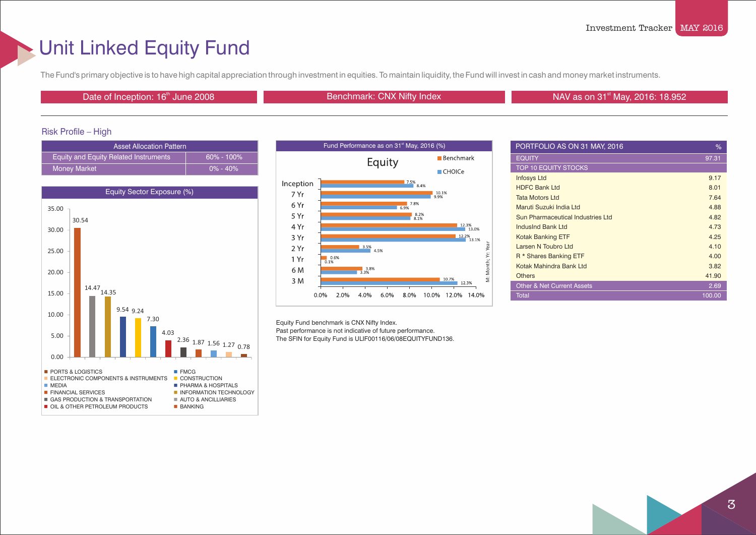# Unit Linked Equity Fund

The Fund's primary objective is to have high capital appreciation through investment in equities. To maintain liquidity, the Fund will invest in cash and money market instruments.

Date of Inception: 16th June 2008

Benchmark: CNX Nifty Index

NAV as on 31st May, 2016: 18.952

## Risk Profile – High

| Asset Allocation Pattern | |
|---|---|
| Equity and Equity Related Instruments | 60% - 100% |
| Money Market | 0% - 40% |

**Equity Sector Exposure (%)**

35.00
30.00
25.00
20.00
15.00
10.00
5.00
0.00

30.54
14.47
14.35
9.54
9.24
7.30
4.03
2.36
1.87
1.56
1.27
0.78

PORTS & LOGISTICS
ELECTRONIC COMPONENTS & INSTRUMENTS
MEDIA
FINANCIAL SERVICES
GAS PRODUCTION & TRANSPORTATION
OIL & OTHER PETROLEUM PRODUCTS
FMCG
CONSTRUCTION
PHARMA & HOSPITALS
INFORMATION TECHNOLOGY
AUTO & ANCILLIARIES
BANKING

**Fund Performance as on 31st May, 2016 (%)**

Equity

Benchmark
CHOICe

Inception
7 Yr
6 Yr
5 Yr
4 Yr
3 Yr
2 Yr
1 Yr
6 M
3 M

7.5%
8.4%
10.1%
9.9%
7.8%
6.9%
8.2%
8.1%
12.3%
13.0%
12.2%
13.1%
3.5%
4.5%
0.6%
0.1%
3.8%
3.3%
10.7%
12.3%

0.0% 2.0% 4.0% 6.0% 8.0% 10.0% 12.0% 14.0%

M: Month; Yr: Year

Equity Fund benchmark is CNX Nifty Index.
Past performance is not indicative of future performance.
The SFIN for Equity Fund is ULIF00116/06/08EQUITYFUND136.

| PORTFOLIO AS ON 31 MAY, 2016 | % |
|---|---|
| EQUITY | 97.31 |
| TOP 10 EQUITY STOCKS | |
| Infosys Ltd | 9.17 |
| HDFC Bank Ltd | 8.01 |
| Tata Motors Ltd | 7.64 |
| Maruti Suzuki India Ltd | 4.88 |
| Sun Pharmaceutical Industries Ltd | 4.82 |
| IndusInd Bank Ltd | 4.73 |
| Kotak Banking ETF | 4.25 |
| Larsen N Toubro Ltd | 4.10 |
| R * Shares Banking ETF | 4.00 |
| Kotak Mahindra Bank Ltd | 3.82 |
| Others | 41.90 |
| Other & Net Current Assets | 2.69 |
| Total | 100.00 |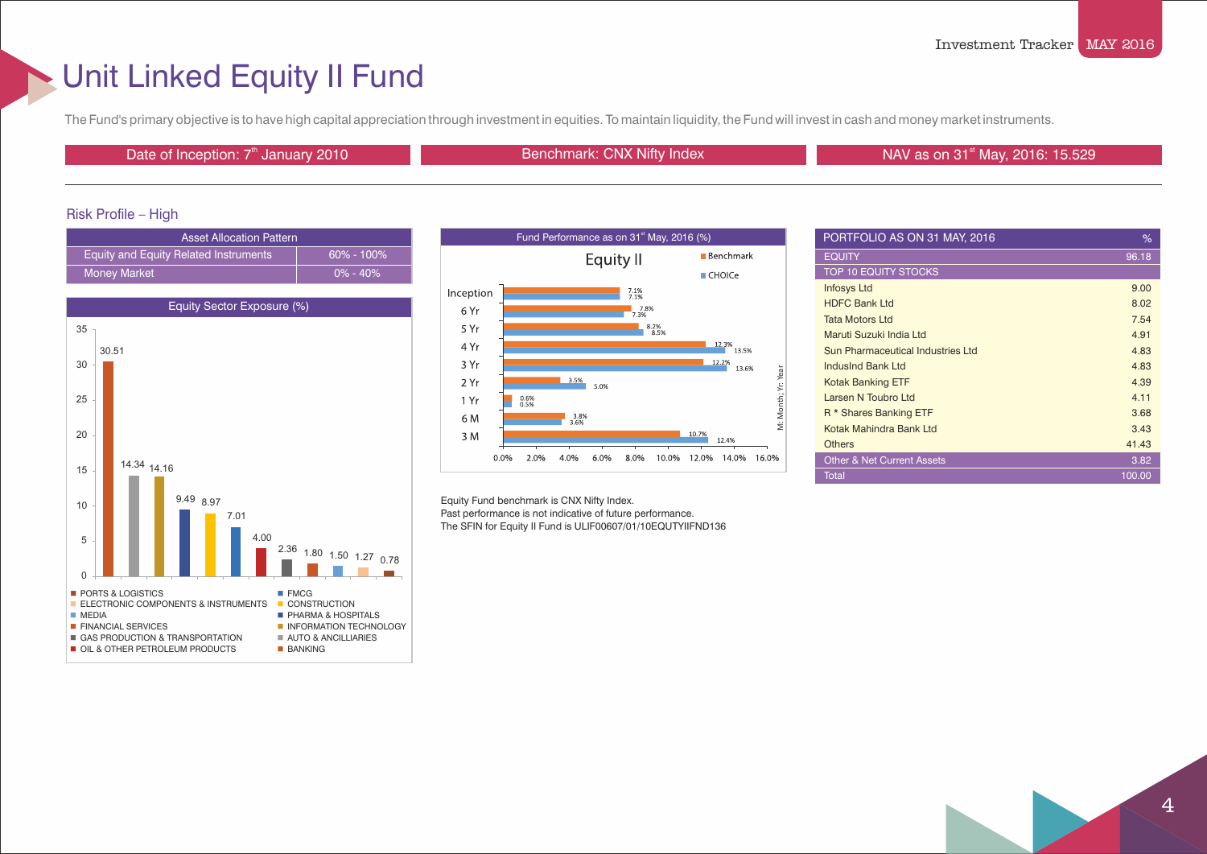# Unit Linked Equity II Fund

The Fund's primary objective is to have high capital appreciation through investment in equities. To maintain liquidity, the Fund will invest in cash and money market instruments.

Date of Inception: 7th January 2010

Benchmark: CNX Nifty Index

NAV as on 31st May, 2016: 15.529

## Risk Profile – High

| Asset Allocation Pattern | |
|---|---|
| Equity and Equity Related Instruments | 60% - 100% |
| Money Market | 0% - 40% |

Equity Sector Exposure (%)

35
30
25
20
15
10
5
0

30.51
14.34
14.16
9.49
8.97
7.01
4.00
2.36
1.80
1.50
1.27
0.78

PORTS & LOGISTICS
ELECTRONIC COMPONENTS & INSTRUMENTS
MEDIA
FINANCIAL SERVICES
GAS PRODUCTION & TRANSPORTATION
OIL & OTHER PETROLEUM PRODUCTS
FMCG
CONSTRUCTION
PHARMA & HOSPITALS
INFORMATION TECHNOLOGY
AUTO & ANCILLIARIES
BANKING

Fund Performance as on 31st May, 2016 (%)

Equity II

Benchmark
CHOICe

Inception 7.1% 7.1%
6 Yr 7.8% 7.3%
5 Yr 8.2% 8.5%
4 Yr 12.3% 13.5%
3 Yr 12.2% 13.6%
2 Yr 3.5% 5.0%
1 Yr 0.6% 0.5%
6 M 3.8% 3.6%
3 M 10.7% 12.4%

0.0% 2.0% 4.0% 6.0% 8.0% 10.0% 12.0% 14.0% 16.0%

M: Month; Yr: Year

Equity Fund benchmark is CNX Nifty Index.
Past performance is not indicative of future performance.
The SFIN for Equity II Fund is ULIF00607/01/10EQUTYIIFND136

| PORTFOLIO AS ON 31 MAY, 2016 | % |
|---|---|
| EQUITY | 96.18 |
| TOP 10 EQUITY STOCKS | |
| Infosys Ltd | 9.00 |
| HDFC Bank Ltd | 8.02 |
| Tata Motors Ltd | 7.54 |
| Maruti Suzuki India Ltd | 4.91 |
| Sun Pharmaceutical Industries Ltd | 4.83 |
| IndusInd Bank Ltd | 4.83 |
| Kotak Banking ETF | 4.39 |
| Larsen N Toubro Ltd | 4.11 |
| R * Shares Banking ETF | 3.68 |
| Kotak Mahindra Bank Ltd | 3.43 |
| Others | 41.43 |
| Other & Net Current Assets | 3.82 |
| Total | 100.00 |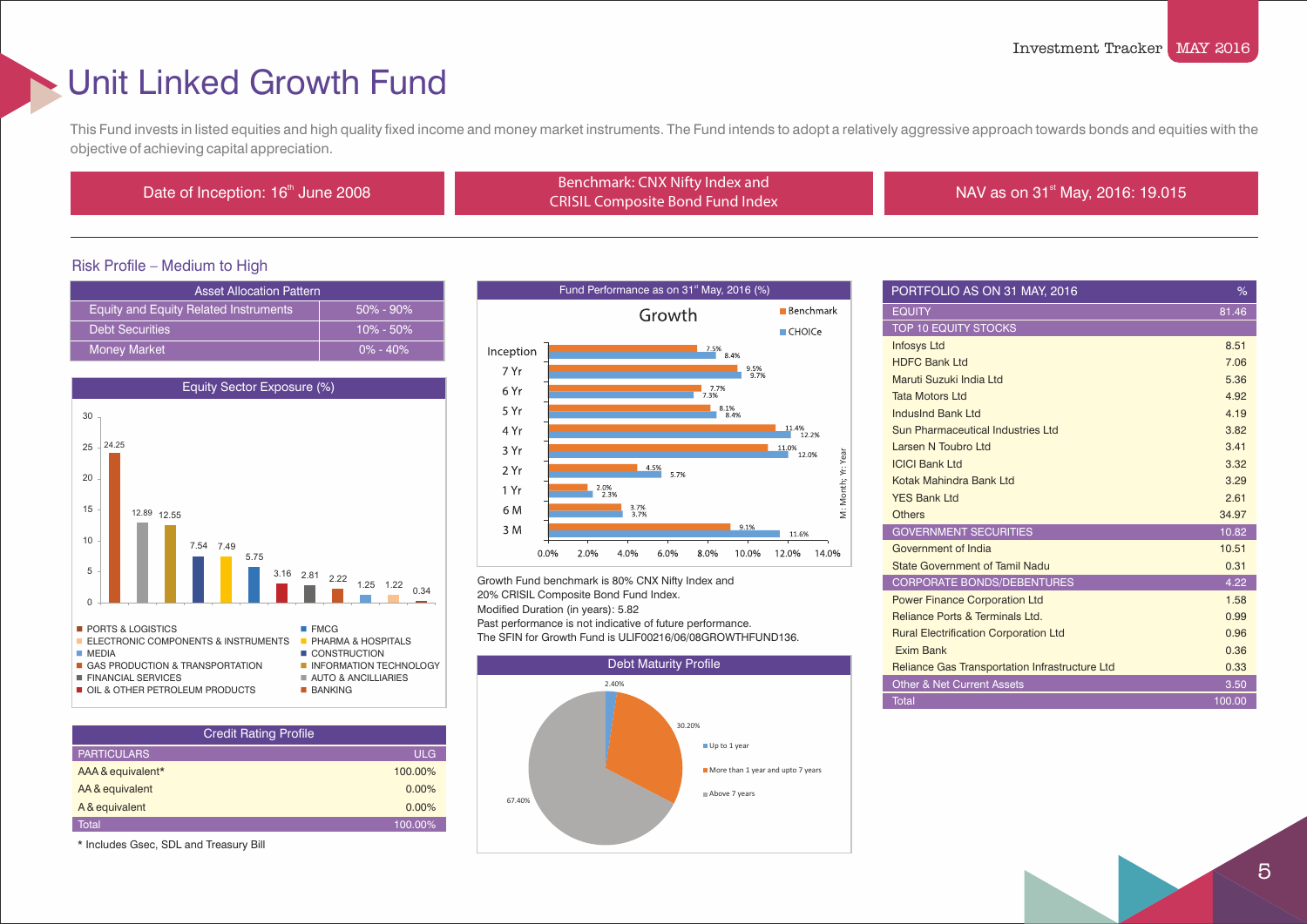# Unit Linked Growth Fund

This Fund invests in listed equities and high quality fixed income and money market instruments. The Fund intends to adopt a relatively aggressive approach towards bonds and equities with the objective of achieving capital appreciation.

Date of Inception: 16th June 2008

Benchmark: CNX Nifty Index and CRISIL Composite Bond Fund Index

NAV as on 31st May, 2016: 19.015

## Risk Profile – Medium to High

| Asset Allocation Pattern | |
|---|---|
| Equity and Equity Related Instruments | 50% - 90% |
| Debt Securities | 10% - 50% |
| Money Market | 0% - 40% |

### Equity Sector Exposure (%)

30
25
20
15
10
5
0

24.25
12.89
12.55
7.54
7.49
5.75
3.16
2.81
2.22
1.25
1.22
0.34

PORTS & LOGISTICS
FMCG
ELECTRONIC COMPONENTS & INSTRUMENTS
PHARMA & HOSPITALS
MEDIA
CONSTRUCTION
GAS PRODUCTION & TRANSPORTATION
INFORMATION TECHNOLOGY
FINANCIAL SERVICES
AUTO & ANCILLIARIES
OIL & OTHER PETROLEUM PRODUCTS
BANKING

### Credit Rating Profile

| PARTICULARS | ULG |
|---|---|
| AAA & equivalent* | 100.00% |
| AA & equivalent | 0.00% |
| A & equivalent | 0.00% |
| Total | 100.00% |

\* Includes Gsec, SDL and Treasury Bill

### Fund Performance as on 31st May, 2016 (%)

Growth

Benchmark
CHOICe

Inception
7 Yr
6 Yr
5 Yr
4 Yr
3 Yr
2 Yr
1 Yr
6 M
3 M

7.5%
8.4%
9.5%
9.7%
7.7%
7.3%
8.1%
8.4%
11.4%
12.2%
11.0%
12.0%
4.5%
5.7%
2.0%
2.3%
3.7%
3.7%
9.1%
11.6%

0.0% 2.0% 4.0% 6.0% 8.0% 10.0% 12.0% 14.0%

M: Month; Yr: Year

Growth Fund benchmark is 80% CNX Nifty Index and 20% CRISIL Composite Bond Fund Index.
Modified Duration (in years): 5.82
Past performance is not indicative of future performance.
The SFIN for Growth Fund is ULIF00216/06/08GROWTHFUND136.

### Debt Maturity Profile

2.40%
30.20%
67.40%

Up to 1 year
More than 1 year and upto 7 years
Above 7 years

### Portfolio as on 31 May, 2016

| PORTFOLIO AS ON 31 MAY, 2016 | % |
|---|---|
| EQUITY | 81.46 |
| TOP 10 EQUITY STOCKS | |
| Infosys Ltd | 8.51 |
| HDFC Bank Ltd | 7.06 |
| Maruti Suzuki India Ltd | 5.36 |
| Tata Motors Ltd | 4.92 |
| IndusInd Bank Ltd | 4.19 |
| Sun Pharmaceutical Industries Ltd | 3.82 |
| Larsen N Toubro Ltd | 3.41 |
| ICICI Bank Ltd | 3.32 |
| Kotak Mahindra Bank Ltd | 3.29 |
| YES Bank Ltd | 2.61 |
| Others | 34.97 |
| GOVERNMENT SECURITIES | 10.82 |
| Government of India | 10.51 |
| State Government of Tamil Nadu | 0.31 |
| CORPORATE BONDS/DEBENTURES | 4.22 |
| Power Finance Corporation Ltd | 1.58 |
| Reliance Ports & Terminals Ltd. | 0.99 |
| Rural Electrification Corporation Ltd | 0.96 |
| Exim Bank | 0.36 |
| Reliance Gas Transportation Infrastructure Ltd | 0.33 |
| Other & Net Current Assets | 3.50 |
| Total | 100.00 |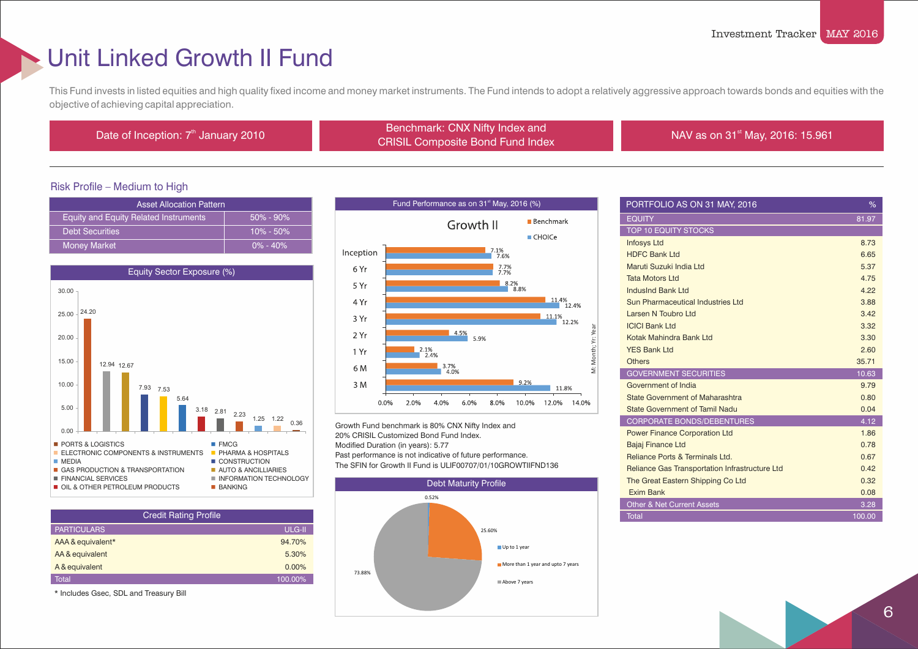# Unit Linked Growth II Fund

This Fund invests in listed equities and high quality fixed income and money market instruments. The Fund intends to adopt a relatively aggressive approach towards bonds and equities with the objective of achieving capital appreciation.

Date of Inception: 7th January 2010

Benchmark: CNX Nifty Index and CRISIL Composite Bond Fund Index

NAV as on 31st May, 2016: 15.961

Risk Profile – Medium to High

| Asset Allocation Pattern | |
|---|---|
| Equity and Equity Related Instruments | 50% - 90% |
| Debt Securities | 10% - 50% |
| Money Market | 0% - 40% |

**Equity Sector Exposure (%)**

0.00
5.00
10.00
15.00
20.00
25.00
30.00

24.20
12.94
12.67
7.93
7.53
5.64
3.18
2.81
2.23
1.25
1.22
0.36

PORTS & LOGISTICS
FMCG
ELECTRONIC COMPONENTS & INSTRUMENTS
PHARMA & HOSPITALS
MEDIA
CONSTRUCTION
GAS PRODUCTION & TRANSPORTATION
AUTO & ANCILLIARIES
FINANCIAL SERVICES
INFORMATION TECHNOLOGY
OIL & OTHER PETROLEUM PRODUCTS
BANKING

**Credit Rating Profile**

| PARTICULARS | ULG-II |
|---|---|
| AAA & equivalent* | 94.70% |
| AA & equivalent | 5.30% |
| A & equivalent | 0.00% |
| Total | 100.00% |

\* Includes Gsec, SDL and Treasury Bill

**Fund Performance as on 31st May, 2016 (%)**

Growth II

Benchmark
CHOICe

Inception 7.1% 7.6%
6 Yr 7.7% 7.7%
5 Yr 8.2% 8.8%
4 Yr 11.4% 12.4%
3 Yr 11.1% 12.2%
2 Yr 4.5% 5.9%
1 Yr 2.1% 2.4%
6 M 3.7% 4.0%
3 M 9.2% 11.8%

0.0% 2.0% 4.0% 6.0% 8.0% 10.0% 12.0% 14.0%

M: Month; Yr: Year

Growth Fund benchmark is 80% CNX Nifty Index and 20% CRISIL Customized Bond Fund Index.
Modified Duration (in years): 5.77
Past performance is not indicative of future performance.
The SFIN for Growth II Fund is ULIF00707/01/10GROWTIIFND136

**Debt Maturity Profile**

0.52%
25.60%
73.88%

Up to 1 year
More than 1 year and upto 7 years
Above 7 years

| PORTFOLIO AS ON 31 MAY, 2016 | % |
|---|---|
| EQUITY | 81.97 |
| TOP 10 EQUITY STOCKS | |
| Infosys Ltd | 8.73 |
| HDFC Bank Ltd | 6.65 |
| Maruti Suzuki India Ltd | 5.37 |
| Tata Motors Ltd | 4.75 |
| IndusInd Bank Ltd | 4.22 |
| Sun Pharmaceutical Industries Ltd | 3.88 |
| Larsen N Toubro Ltd | 3.42 |
| ICICI Bank Ltd | 3.32 |
| Kotak Mahindra Bank Ltd | 3.30 |
| YES Bank Ltd | 2.60 |
| Others | 35.71 |
| GOVERNMENT SECURITIES | 10.63 |
| Government of India | 9.79 |
| State Government of Maharashtra | 0.80 |
| State Government of Tamil Nadu | 0.04 |
| CORPORATE BONDS/DEBENTURES | 4.12 |
| Power Finance Corporation Ltd | 1.86 |
| Bajaj Finance Ltd | 0.78 |
| Reliance Ports & Terminals Ltd. | 0.67 |
| Reliance Gas Transportation Infrastructure Ltd | 0.42 |
| The Great Eastern Shipping Co Ltd | 0.32 |
| Exim Bank | 0.08 |
| Other & Net Current Assets | 3.28 |
| Total | 100.00 |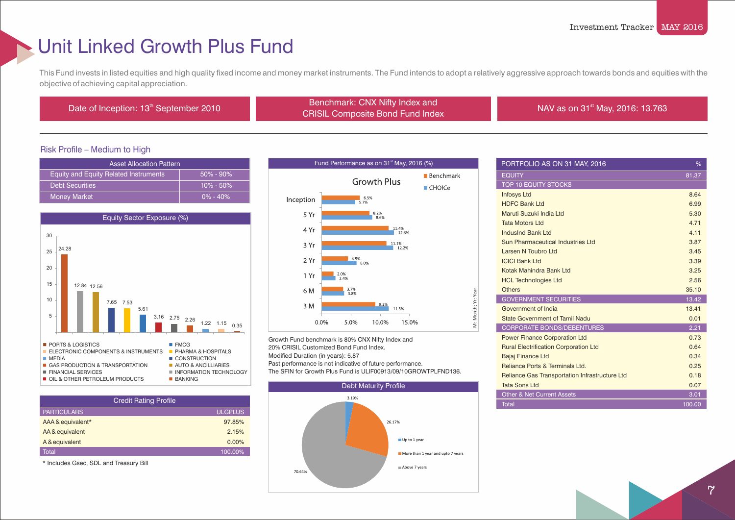# Unit Linked Growth Plus Fund

This Fund invests in listed equities and high quality fixed income and money market instruments. The Fund intends to adopt a relatively aggressive approach towards bonds and equities with the objective of achieving capital appreciation.

Date of Inception: 13th September 2010

Benchmark: CNX Nifty Index and CRISIL Composite Bond Fund Index

NAV as on 31st May, 2016: 13.763

Risk Profile – Medium to High

| Asset Allocation Pattern | |
|---|---|
| Equity and Equity Related Instruments | 50% - 90% |
| Debt Securities | 10% - 50% |
| Money Market | 0% - 40% |

Equity Sector Exposure (%)

30
25
20
15
10
5

24.28
12.84
12.56
7.65
7.53
5.61
3.16
2.75
2.26
1.22
1.15
0.35

PORTS & LOGISTICS
FMCG
ELECTRONIC COMPONENTS & INSTRUMENTS
PHARMA & HOSPITALS
MEDIA
CONSTRUCTION
GAS PRODUCTION & TRANSPORTATION
AUTO & ANCILLIARIES
FINANCIAL SERVICES
INFORMATION TECHNOLOGY
OIL & OTHER PETROLEUM PRODUCTS
BANKING

Credit Rating Profile

| PARTICULARS | ULGPLUS |
|---|---|
| AAA & equivalent* | 97.85% |
| AA & equivalent | 2.15% |
| A & equivalent | 0.00% |
| Total | 100.00% |

\* Includes Gsec, SDL and Treasury Bill

Fund Performance as on 31st May, 2016 (%)

Growth Plus

Benchmark
CHOICe

Inception 6.5% 5.7%
5 Yr 8.2% 8.6%
4 Yr 11.4% 12.3%
3 Yr 11.1% 12.2%
2 Yr 4.5% 6.0%
1 Yr 2.0% 2.4%
6 M 3.7% 3.8%
3 M 9.2% 11.5%

0.0% 5.0% 10.0% 15.0%

M: Month; Yr: Year

Growth Fund benchmark is 80% CNX Nifty Index and 20% CRISIL Customized Bond Fund Index.
Modified Duration (in years): 5.87
Past performance is not indicative of future performance.
The SFIN for Growth Plus Fund is ULIF00913/09/10GROWTPLFND136.

Debt Maturity Profile

3.19%
26.17%
70.64%

Up to 1 year
More than 1 year and upto 7 years
Above 7 years

| PORTFOLIO AS ON 31 MAY, 2016 | % |
|---|---|
| EQUITY | 81.37 |
| TOP 10 EQUITY STOCKS | |
| Infosys Ltd | 8.64 |
| HDFC Bank Ltd | 6.99 |
| Maruti Suzuki India Ltd | 5.30 |
| Tata Motors Ltd | 4.71 |
| IndusInd Bank Ltd | 4.11 |
| Sun Pharmaceutical Industries Ltd | 3.87 |
| Larsen N Toubro Ltd | 3.45 |
| ICICI Bank Ltd | 3.39 |
| Kotak Mahindra Bank Ltd | 3.25 |
| HCL Technologies Ltd | 2.56 |
| Others | 35.10 |
| GOVERNMENT SECURITIES | 13.42 |
| Government of India | 13.41 |
| State Government of Tamil Nadu | 0.01 |
| CORPORATE BONDS/DEBENTURES | 2.21 |
| Power Finance Corporation Ltd | 0.73 |
| Rural Electrification Corporation Ltd | 0.64 |
| Bajaj Finance Ltd | 0.34 |
| Reliance Ports & Terminals Ltd. | 0.25 |
| Reliance Gas Transportation Infrastructure Ltd | 0.18 |
| Tata Sons Ltd | 0.07 |
| Other & Net Current Assets | 3.01 |
| Total | 100.00 |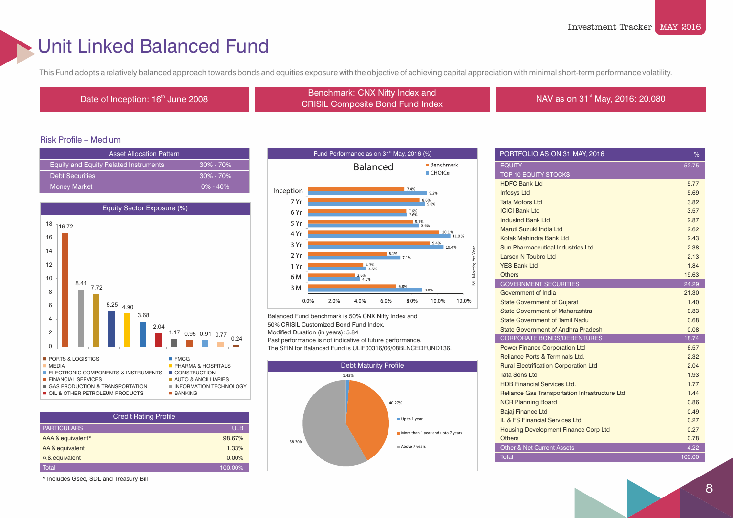# Unit Linked Balanced Fund

This Fund adopts a relatively balanced approach towards bonds and equities exposure with the objective of achieving capital appreciation with minimal short-term performance volatility.

| | | |
|---|---|---|
| Date of Inception: 16th June 2008 | Benchmark: CNX Nifty Index and CRISIL Composite Bond Fund Index | NAV as on 31st May, 2016: 20.080 |

## Risk Profile – Medium

| Asset Allocation Pattern | |
|---|---|
| Equity and Equity Related Instruments | 30% - 70% |
| Debt Securities | 30% - 70% |
| Money Market | 0% - 40% |

### Equity Sector Exposure (%)

18
16
14
12
10
8
6
4
2
0

16.72
8.41
7.72
5.25
4.90
3.68
2.04
1.17
0.95
0.91
0.77
0.24

PORTS & LOGISTICS
FMCG
MEDIA
PHARMA & HOSPITALS
ELECTRONIC COMPONENTS & INSTRUMENTS
CONSTRUCTION
FINANCIAL SERVICES
AUTO & ANCILLIARIES
GAS PRODUCTION & TRANSPORTATION
INFORMATION TECHNOLOGY
OIL & OTHER PETROLEUM PRODUCTS
BANKING

### Credit Rating Profile

| PARTICULARS | ULB |
|---|---|
| AAA & equivalent* | 98.67% |
| AA & equivalent | 1.33% |
| A & equivalent | 0.00% |
| Total | 100.00% |

\* Includes Gsec, SDL and Treasury Bill

### Fund Performance as on 31st May, 2016 (%)

Balanced

Benchmark
CHOICe

Inception 7.4% 9.2%
7 Yr 8.6% 9.0%
6 Yr 7.6% 7.6%
5 Yr 8.1% 8.6%
4 Yr 10.1% 11.0%
3 Yr 9.4% 10.4%
2 Yr 6.1% 7.1%
1 Yr 4.3% 4.5%
6 M 3.6% 4.0%
3 M 6.8% 8.8%

0.0% 2.0% 4.0% 6.0% 8.0% 10.0% 12.0%

M: Month; Yr: Year

Balanced Fund benchmark is 50% CNX Nifty Index and 50% CRISIL Customized Bond Fund Index.
Modified Duration (in years): 5.84
Past performance is not indicative of future performance.
The SFIN for Balanced Fund is ULIF00316/06/08BLNCEDFUND136.

### Debt Maturity Profile

1.43%
40.27%
58.30%

Up to 1 year
More than 1 year and upto 7 years
Above 7 years

| PORTFOLIO AS ON 31 MAY, 2016 | % |
|---|---|
| EQUITY | 52.75 |
| TOP 10 EQUITY STOCKS | |
| HDFC Bank Ltd | 5.77 |
| Infosys Ltd | 5.69 |
| Tata Motors Ltd | 3.82 |
| ICICI Bank Ltd | 3.57 |
| IndusInd Bank Ltd | 2.87 |
| Maruti Suzuki India Ltd | 2.62 |
| Kotak Mahindra Bank Ltd | 2.43 |
| Sun Pharmaceutical Industries Ltd | 2.38 |
| Larsen N Toubro Ltd | 2.13 |
| YES Bank Ltd | 1.84 |
| Others | 19.63 |
| GOVERNMENT SECURITIES | 24.29 |
| Government of India | 21.30 |
| State Government of Gujarat | 1.40 |
| State Government of Maharashtra | 0.83 |
| State Government of Tamil Nadu | 0.68 |
| State Government of Andhra Pradesh | 0.08 |
| CORPORATE BONDS/DEBENTURES | 18.74 |
| Power Finance Corporation Ltd | 6.57 |
| Reliance Ports & Terminals Ltd. | 2.32 |
| Rural Electrification Corporation Ltd | 2.04 |
| Tata Sons Ltd | 1.93 |
| HDB Financial Services Ltd. | 1.77 |
| Reliance Gas Transportation Infrastructure Ltd | 1.44 |
| NCR Planning Board | 0.86 |
| Bajaj Finance Ltd | 0.49 |
| IL & FS Financial Services Ltd | 0.27 |
| Housing Development Finance Corp Ltd | 0.27 |
| Others | 0.78 |
| Other & Net Current Assets | 4.22 |
| Total | 100.00 |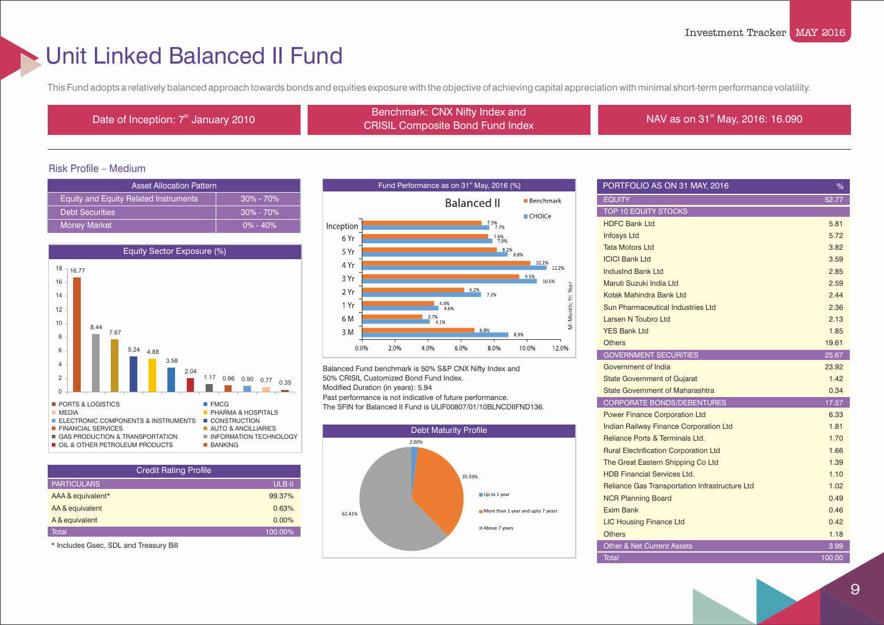# Unit Linked Balanced II Fund

This Fund adopts a relatively balanced approach towards bonds and equities exposure with the objective of achieving capital appreciation with minimal short-term performance volatility.

| Date of Inception: 7th January 2010 | Benchmark: CNX Nifty Index and CRISIL Composite Bond Fund Index | NAV as on 31st May, 2016: 16.090 |
|---|---|---|

## Risk Profile – Medium

| Asset Allocation Pattern | |
|---|---|
| Equity and Equity Related Instruments | 30% - 70% |
| Debt Securities | 30% - 70% |
| Money Market | 0% - 40% |

**Equity Sector Exposure (%)**

16.77
8.44
7.67
5.24
4.88
3.58
2.04
1.17
0.96
0.90
0.77
0.35

PORTS & LOGISTICS
FMCG
MEDIA
PHARMA & HOSPITALS
ELECTRONIC COMPONENTS & INSTRUMENTS
CONSTRUCTION
FINANCIAL SERVICES
AUTO & ANCILLIARIES
GAS PRODUCTION & TRANSPORTATION
INFORMATION TECHNOLOGY
OIL & OTHER PETROLEUM PRODUCTS
BANKING

| Credit Rating Profile | |
|---|---|
| PARTICULARS | ULB-II |
| AAA & equivalent* | 99.37% |
| AA & equivalent | 0.63% |
| A & equivalent | 0.00% |
| Total | 100.00% |

\* Includes Gsec, SDL and Treasury Bill

**Fund Performance as on 31st May, 2016 (%)**

Balanced II

Benchmark
CHOICe

Inception 7.3% 7.7%
6 Yr 7.6% 7.9%
5 Yr 8.2% 8.8%
4 Yr 10.2% 11.2%
3 Yr 9.5% 10.6%
2 Yr 6.2% 7.2%
1 Yr 4.4% 4.6%
6 M 3.7% 4.1%
3 M 6.8% 8.9%

M: Month; Yr: Year

Balanced Fund benchmark is 50% S&P CNX Nifty Index and 50% CRISIL Customized Bond Fund Index.
Modified Duration (in years): 5.94
Past performance is not indicative of future performance.
The SFIN for Balanced II Fund is ULIF00807/01/10BLNCDIIFND136.

**Debt Maturity Profile**

2.00%
35.59%
62.41%

Up to 1 year
More than 1 year and upto 7 years
Above 7 years

| PORTFOLIO AS ON 31 MAY, 2016 | % |
|---|---|
| EQUITY | 52.77 |
| TOP 10 EQUITY STOCKS | |
| HDFC Bank Ltd | 5.81 |
| Infosys Ltd | 5.72 |
| Tata Motors Ltd | 3.82 |
| ICICI Bank Ltd | 3.59 |
| IndusInd Bank Ltd | 2.85 |
| Maruti Suzuki India Ltd | 2.59 |
| Kotak Mahindra Bank Ltd | 2.44 |
| Sun Pharmaceutical Industries Ltd | 2.36 |
| Larsen N Toubro Ltd | 2.13 |
| YES Bank Ltd | 1.85 |
| Others | 19.61 |
| GOVERNMENT SECURITIES | 25.67 |
| Government of India | 23.92 |
| State Government of Gujarat | 1.42 |
| State Government of Maharashtra | 0.34 |
| CORPORATE BONDS/DEBENTURES | 17.57 |
| Power Finance Corporation Ltd | 6.33 |
| Indian Railway Finance Corporation Ltd | 1.81 |
| Reliance Ports & Terminals Ltd. | 1.70 |
| Rural Electrification Corporation Ltd | 1.66 |
| The Great Eastern Shipping Co Ltd | 1.39 |
| HDB Financial Services Ltd. | 1.10 |
| Reliance Gas Transportation Infrastructure Ltd | 1.02 |
| NCR Planning Board | 0.49 |
| Exim Bank | 0.46 |
| LIC Housing Finance Ltd | 0.42 |
| Others | 1.18 |
| Other & Net Current Assets | 3.99 |
| Total | 100.00 |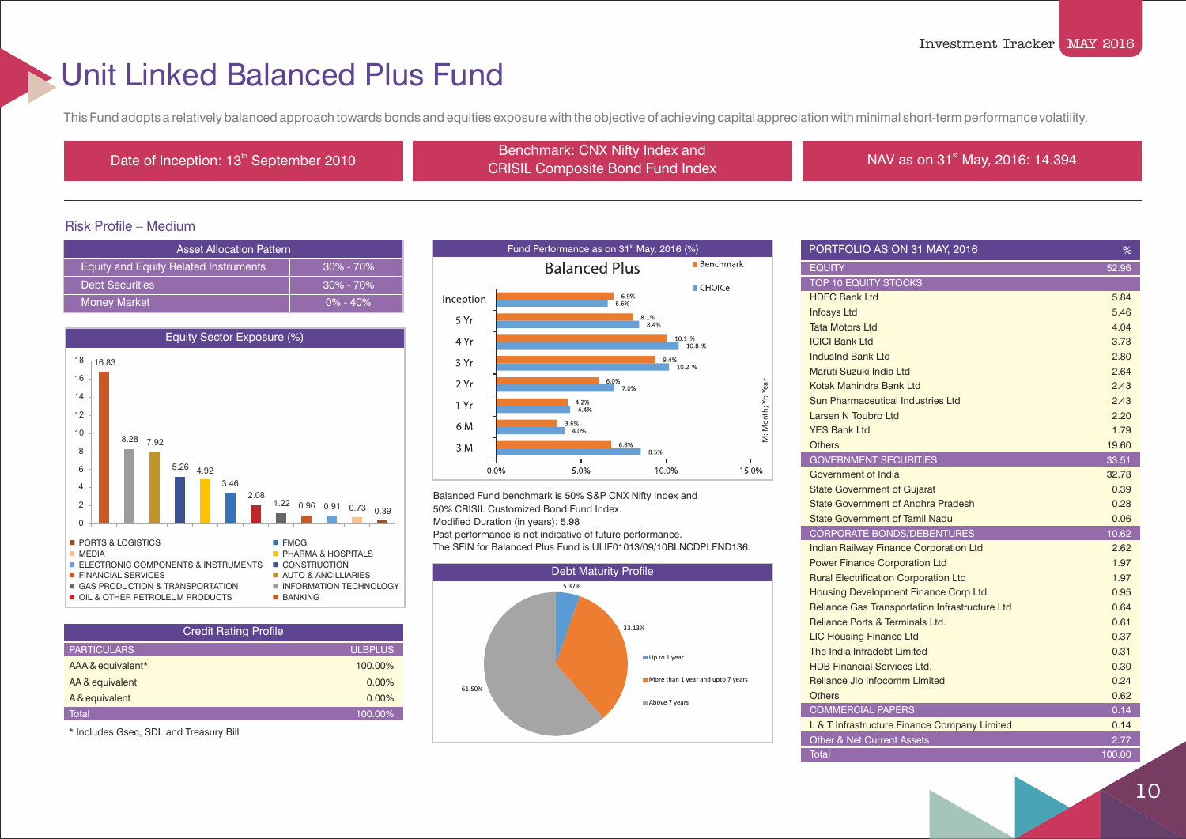# Unit Linked Balanced Plus Fund

This Fund adopts a relatively balanced approach towards bonds and equities exposure with the objective of achieving capital appreciation with minimal short-term performance volatility.

| Date of Inception: 13th September 2010 | Benchmark: CNX Nifty Index and CRISIL Composite Bond Fund Index | NAV as on 31st May, 2016: 14.394 |
|---|---|---|

Risk Profile – Medium

| Asset Allocation Pattern | |
|---|---|
| Equity and Equity Related Instruments | 30% - 70% |
| Debt Securities | 30% - 70% |
| Money Market | 0% - 40% |

Equity Sector Exposure (%)

18, 16, 14, 12, 10, 8, 6, 4, 2, 0

16.83, 8.28, 7.92, 5.26, 4.92, 3.46, 2.08, 1.22, 0.96, 0.91, 0.73, 0.39

PORTS & LOGISTICS, FMCG, MEDIA, PHARMA & HOSPITALS, ELECTRONIC COMPONENTS & INSTRUMENTS, CONSTRUCTION, FINANCIAL SERVICES, AUTO & ANCILLIARIES, GAS PRODUCTION & TRANSPORTATION, INFORMATION TECHNOLOGY, OIL & OTHER PETROLEUM PRODUCTS, BANKING

| Credit Rating Profile | |
|---|---|
| PARTICULARS | ULBPLUS |
| AAA & equivalent* | 100.00% |
| AA & equivalent | 0.00% |
| A & equivalent | 0.00% |
| Total | 100.00% |

* Includes Gsec, SDL and Treasury Bill

Fund Performance as on 31st May, 2016 (%)

Balanced Plus

Benchmark, CHOICe

Inception 6.9% 6.6%

5 Yr 8.1% 8.4%

4 Yr 10.1 % 10.8 %

3 Yr 9.4% 10.2 %

2 Yr 6.0% 7.0%

1 Yr 4.2% 4.4%

6 M 3.6% 4.0%

3 M 6.8% 8.5%

0.0%, 5.0%, 10.0%, 15.0%

M: Month; Yr: Year

Balanced Fund benchmark is 50% S&P CNX Nifty Index and 50% CRISIL Customized Bond Fund Index.
Modified Duration (in years): 5.98
Past performance is not indicative of future performance.
The SFIN for Balanced Plus Fund is ULIF01013/09/10BLNCDPLFND136.

Debt Maturity Profile

5.37%, 33.13%, 61.50%

Up to 1 year, More than 1 year and upto 7 years, Above 7 years

| PORTFOLIO AS ON 31 MAY, 2016 | % |
|---|---|
| EQUITY | 52.96 |
| TOP 10 EQUITY STOCKS | |
| HDFC Bank Ltd | 5.84 |
| Infosys Ltd | 5.46 |
| Tata Motors Ltd | 4.04 |
| ICICI Bank Ltd | 3.73 |
| IndusInd Bank Ltd | 2.80 |
| Maruti Suzuki India Ltd | 2.64 |
| Kotak Mahindra Bank Ltd | 2.43 |
| Sun Pharmaceutical Industries Ltd | 2.43 |
| Larsen N Toubro Ltd | 2.20 |
| YES Bank Ltd | 1.79 |
| Others | 19.60 |
| GOVERNMENT SECURITIES | 33.51 |
| Government of India | 32.78 |
| State Government of Gujarat | 0.39 |
| State Government of Andhra Pradesh | 0.28 |
| State Government of Tamil Nadu | 0.06 |
| CORPORATE BONDS/DEBENTURES | 10.62 |
| Indian Railway Finance Corporation Ltd | 2.62 |
| Power Finance Corporation Ltd | 1.97 |
| Rural Electrification Corporation Ltd | 1.97 |
| Housing Development Finance Corp Ltd | 0.95 |
| Reliance Gas Transportation Infrastructure Ltd | 0.64 |
| Reliance Ports & Terminals Ltd. | 0.61 |
| LIC Housing Finance Ltd | 0.37 |
| The India Infradebt Limited | 0.31 |
| HDB Financial Services Ltd. | 0.30 |
| Reliance Jio Infocomm Limited | 0.24 |
| Others | 0.62 |
| COMMERCIAL PAPERS | 0.14 |
| L & T Infrastructure Finance Company Limited | 0.14 |
| Other & Net Current Assets | 2.77 |
| Total | 100.00 |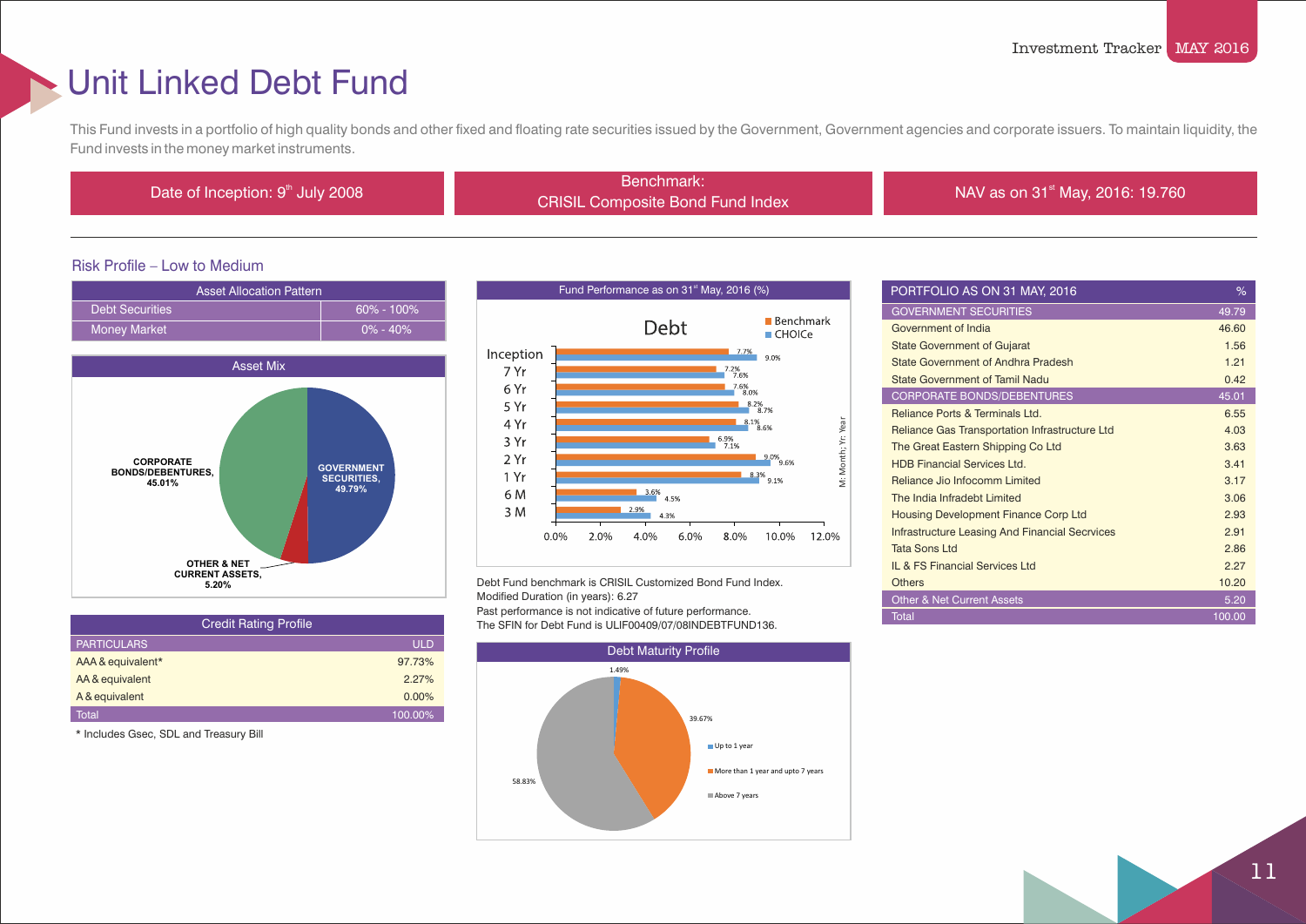# Unit Linked Debt Fund

This Fund invests in a portfolio of high quality bonds and other fixed and floating rate securities issued by the Government, Government agencies and corporate issuers. To maintain liquidity, the Fund invests in the money market instruments.

| Date of Inception: 9th July 2008 | Benchmark: CRISIL Composite Bond Fund Index | NAV as on 31st May, 2016: 19.760 |
|---|---|---|

Risk Profile – Low to Medium

| Asset Allocation Pattern | |
|---|---|
| Debt Securities | 60% - 100% |
| Money Market | 0% - 40% |

**Asset Mix**

- GOVERNMENT SECURITIES, 49.79%
- CORPORATE BONDS/DEBENTURES, 45.01%
- OTHER & NET CURRENT ASSETS, 5.20%

| Credit Rating Profile | |
|---|---|
| PARTICULARS | ULD |
| AAA & equivalent* | 97.73% |
| AA & equivalent | 2.27% |
| A & equivalent | 0.00% |
| Total | 100.00% |

\* Includes Gsec, SDL and Treasury Bill

**Fund Performance as on 31st May, 2016 (%)**

Debt

| Period | Benchmark | CHOICe |
|---|---|---|
| Inception | 7.7% | 9.0% |
| 7 Yr | 7.2% | 7.6% |
| 6 Yr | 7.6% | 8.0% |
| 5 Yr | 8.2% | 8.7% |
| 4 Yr | 8.1% | 8.6% |
| 3 Yr | 6.9% | 7.1% |
| 2 Yr | 9.0% | 9.6% |
| 1 Yr | 8.3% | 9.1% |
| 6 M | 3.6% | 4.5% |
| 3 M | 2.9% | 4.3% |

M: Month; Yr: Year

Debt Fund benchmark is CRISIL Customized Bond Fund Index.
Modified Duration (in years): 6.27
Past performance is not indicative of future performance.
The SFIN for Debt Fund is ULIF00409/07/08INDEBTFUND136.

**Debt Maturity Profile**

- Up to 1 year: 1.49%
- More than 1 year and upto 7 years: 39.67%
- Above 7 years: 58.83%

| PORTFOLIO AS ON 31 MAY, 2016 | % |
|---|---|
| GOVERNMENT SECURITIES | 49.79 |
| Government of India | 46.60 |
| State Government of Gujarat | 1.56 |
| State Government of Andhra Pradesh | 1.21 |
| State Government of Tamil Nadu | 0.42 |
| CORPORATE BONDS/DEBENTURES | 45.01 |
| Reliance Ports & Terminals Ltd. | 6.55 |
| Reliance Gas Transportation Infrastructure Ltd | 4.03 |
| The Great Eastern Shipping Co Ltd | 3.63 |
| HDB Financial Services Ltd. | 3.41 |
| Reliance Jio Infocomm Limited | 3.17 |
| The India Infradebt Limited | 3.06 |
| Housing Development Finance Corp Ltd | 2.93 |
| Infrastructure Leasing And Financial Secrvices | 2.91 |
| Tata Sons Ltd | 2.86 |
| IL & FS Financial Services Ltd | 2.27 |
| Others | 10.20 |
| Other & Net Current Assets | 5.20 |
| Total | 100.00 |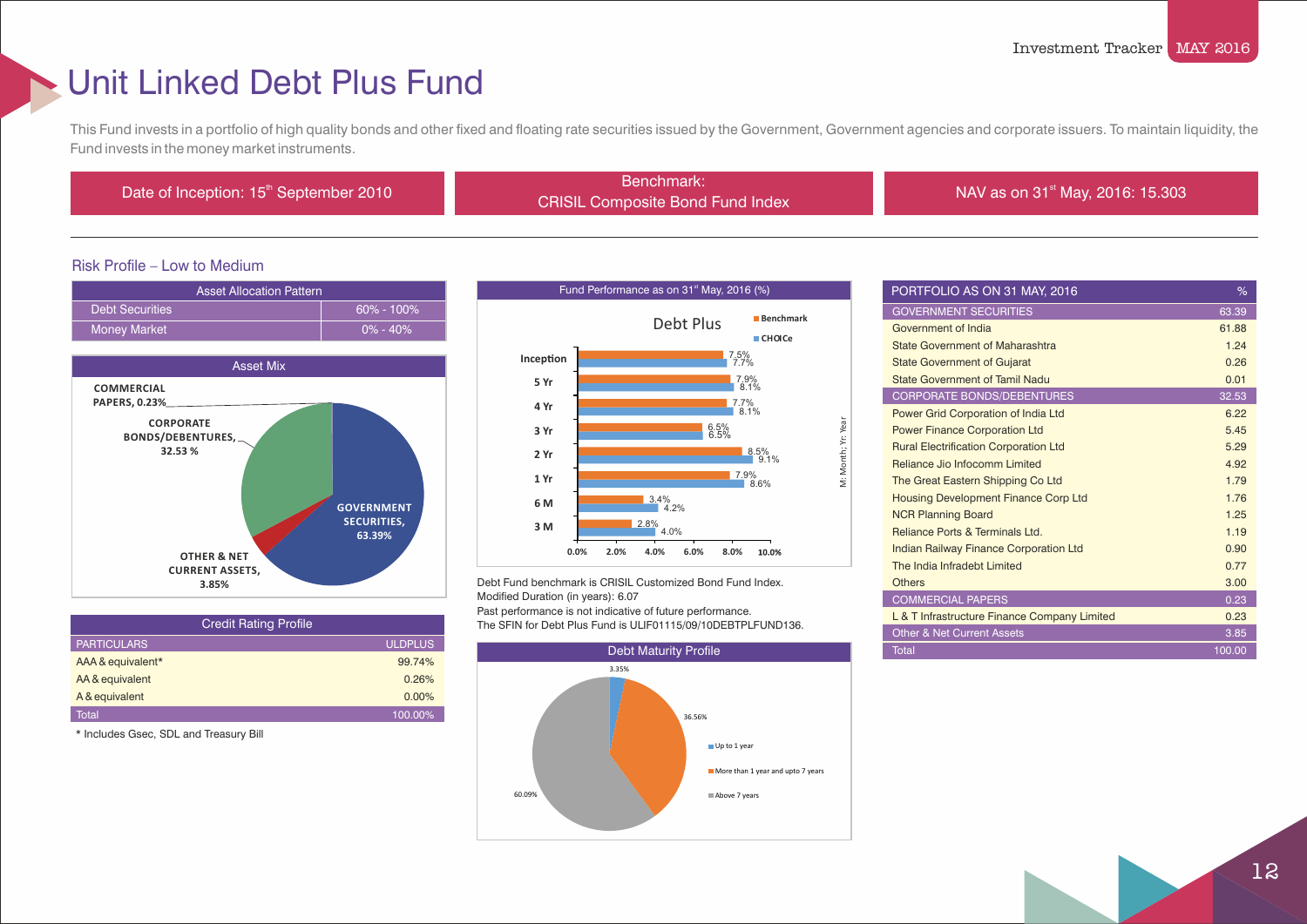# Unit Linked Debt Plus Fund

This Fund invests in a portfolio of high quality bonds and other fixed and floating rate securities issued by the Government, Government agencies and corporate issuers. To maintain liquidity, the Fund invests in the money market instruments.

Date of Inception: 15th September 2010

Benchmark: CRISIL Composite Bond Fund Index

NAV as on 31st May, 2016: 15.303

Risk Profile – Low to Medium

| Asset Allocation Pattern | |
|---|---|
| Debt Securities | 60% - 100% |
| Money Market | 0% - 40% |

Asset Mix

COMMERCIAL PAPERS, 0.23%

CORPORATE BONDS/DEBENTURES, 32.53 %

GOVERNMENT SECURITIES, 63.39%

OTHER & NET CURRENT ASSETS, 3.85%

| Credit Rating Profile | |
|---|---|
| PARTICULARS | ULDPLUS |
| AAA & equivalent* | 99.74% |
| AA & equivalent | 0.26% |
| A & equivalent | 0.00% |
| Total | 100.00% |

\* Includes Gsec, SDL and Treasury Bill

Fund Performance as on 31st May, 2016 (%)

Debt Plus

Benchmark

CHOICe

Inception 7.5% 7.7%

5 Yr 7.9% 8.1%

4 Yr 7.7% 8.1%

3 Yr 6.5% 6.5%

2 Yr 8.5% 9.1%

1 Yr 7.9% 8.6%

6 M 3.4% 4.2%

3 M 2.8% 4.0%

0.0% 2.0% 4.0% 6.0% 8.0% 10.0%

M: Month; Yr: Year

Debt Fund benchmark is CRISIL Customized Bond Fund Index.
Modified Duration (in years): 6.07
Past performance is not indicative of future performance.
The SFIN for Debt Plus Fund is ULIF01115/09/10DEBTPLFUND136.

Debt Maturity Profile

3.35%

36.56%

60.09%

Up to 1 year

More than 1 year and upto 7 years

Above 7 years

| PORTFOLIO AS ON 31 MAY, 2016 | % |
|---|---|
| GOVERNMENT SECURITIES | 63.39 |
| Government of India | 61.88 |
| State Government of Maharashtra | 1.24 |
| State Government of Gujarat | 0.26 |
| State Government of Tamil Nadu | 0.01 |
| CORPORATE BONDS/DEBENTURES | 32.53 |
| Power Grid Corporation of India Ltd | 6.22 |
| Power Finance Corporation Ltd | 5.45 |
| Rural Electrification Corporation Ltd | 5.29 |
| Reliance Jio Infocomm Limited | 4.92 |
| The Great Eastern Shipping Co Ltd | 1.79 |
| Housing Development Finance Corp Ltd | 1.76 |
| NCR Planning Board | 1.25 |
| Reliance Ports & Terminals Ltd. | 1.19 |
| Indian Railway Finance Corporation Ltd | 0.90 |
| The India Infradebt Limited | 0.77 |
| Others | 3.00 |
| COMMERCIAL PAPERS | 0.23 |
| L & T Infrastructure Finance Company Limited | 0.23 |
| Other & Net Current Assets | 3.85 |
| Total | 100.00 |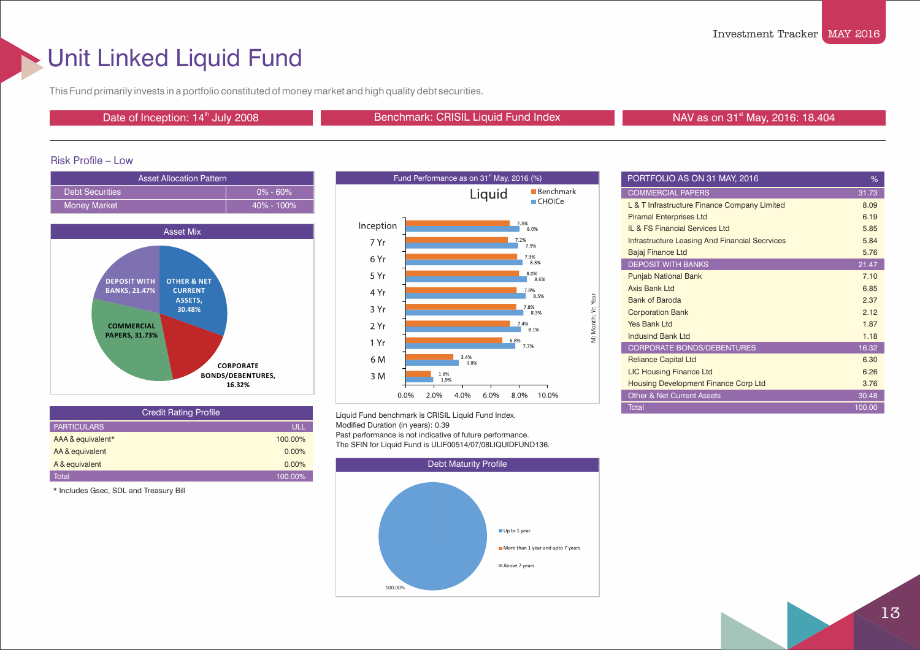# Unit Linked Liquid Fund

This Fund primarily invests in a portfolio constituted of money market and high quality debt securities.

Date of Inception: 14th July 2008

Benchmark: CRISIL Liquid Fund Index

NAV as on 31st May, 2016: 18.404

Risk Profile – Low

| Asset Allocation Pattern | |
|---|---|
| Debt Securities | 0% - 60% |
| Money Market | 40% - 100% |

Asset Mix

DEPOSIT WITH BANKS, 21.47%
OTHER & NET CURRENT ASSETS, 30.48%
COMMERCIAL PAPERS, 31.73%
CORPORATE BONDS/DEBENTURES, 16.32%

Credit Rating Profile

| PARTICULARS | ULL |
|---|---|
| AAA & equivalent* | 100.00% |
| AA & equivalent | 0.00% |
| A & equivalent | 0.00% |
| Total | 100.00% |

* Includes Gsec, SDL and Treasury Bill

Fund Performance as on 31st May, 2016 (%)

Liquid

Benchmark
CHOICe

Inception 7.3% 8.0%
7 Yr 7.2% 7.9%
6 Yr 7.9% 8.3%
5 Yr 8.0% 8.6%
4 Yr 7.8% 8.5%
3 Yr 7.8% 8.3%
2 Yr 7.4% 8.1%
1 Yr 6.8% 7.7%
6 M 3.4% 3.8%
3 M 1.8% 1.9%

0.0% 2.0% 4.0% 6.0% 8.0% 10.0%

M: Month; Yr: Year

Liquid Fund benchmark is CRISIL Liquid Fund Index.
Modified Duration (in years): 0.39
Past performance is not indicative of future performance.
The SFIN for Liquid Fund is ULIF00514/07/08LIQUIDFUND136.

Debt Maturity Profile

Up to 1 year
More than 1 year and upto 7 years
Above 7 years

100.00%

| PORTFOLIO AS ON 31 MAY, 2016 | % |
|---|---|
| COMMERCIAL PAPERS | 31.73 |
| L & T Infrastructure Finance Company Limited | 8.09 |
| Piramal Enterprises Ltd | 6.19 |
| IL & FS Financial Services Ltd | 5.85 |
| Infrastructure Leasing And Financial Secrvices | 5.84 |
| Bajaj Finance Ltd | 5.76 |
| DEPOSIT WITH BANKS | 21.47 |
| Punjab National Bank | 7.10 |
| Axis Bank Ltd | 6.85 |
| Bank of Baroda | 2.37 |
| Corporation Bank | 2.12 |
| Yes Bank Ltd | 1.87 |
| Indusind Bank Ltd | 1.18 |
| CORPORATE BONDS/DEBENTURES | 16.32 |
| Reliance Capital Ltd | 6.30 |
| LIC Housing Finance Ltd | 6.26 |
| Housing Development Finance Corp Ltd | 3.76 |
| Other & Net Current Assets | 30.48 |
| Total | 100.00 |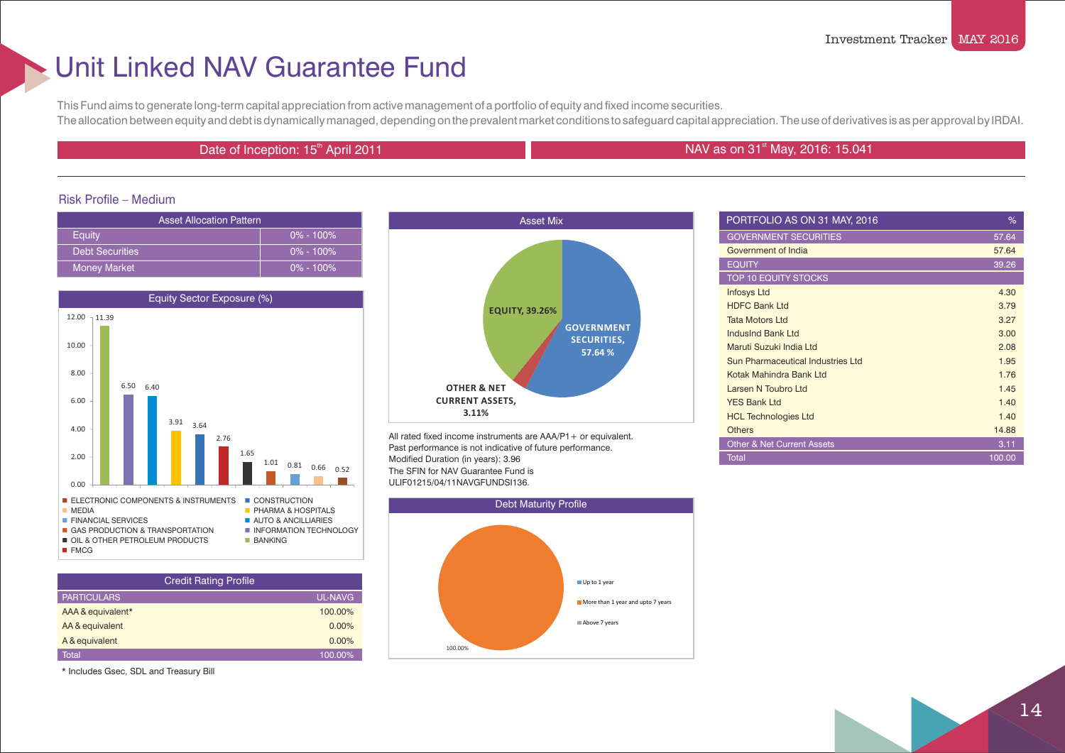# Unit Linked NAV Guarantee Fund

This Fund aims to generate long-term capital appreciation from active management of a portfolio of equity and fixed income securities.
The allocation between equity and debt is dynamically managed, depending on the prevalent market conditions to safeguard capital appreciation. The use of derivatives is as per approval by IRDAI.

Date of Inception: 15th April 2011

NAV as on 31st May, 2016: 15.041

Risk Profile – Medium

| Asset Allocation Pattern | |
|---|---|
| Equity | 0% - 100% |
| Debt Securities | 0% - 100% |
| Money Market | 0% - 100% |

**Equity Sector Exposure (%)**

12.00
10.00
8.00
6.00
4.00
2.00
0.00

11.39
6.50
6.40
3.91
3.64
2.76
1.65
1.01
0.81
0.66
0.52

ELECTRONIC COMPONENTS & INSTRUMENTS
MEDIA
FINANCIAL SERVICES
GAS PRODUCTION & TRANSPORTATION
OIL & OTHER PETROLEUM PRODUCTS
FMCG
CONSTRUCTION
PHARMA & HOSPITALS
AUTO & ANCILLIARIES
INFORMATION TECHNOLOGY
BANKING

**Credit Rating Profile**

| PARTICULARS | UL-NAVG |
|---|---|
| AAA & equivalent* | 100.00% |
| AA & equivalent | 0.00% |
| A & equivalent | 0.00% |
| Total | 100.00% |

\* Includes Gsec, SDL and Treasury Bill

**Asset Mix**

EQUITY, 39.26%
GOVERNMENT SECURITIES, 57.64 %
OTHER & NET CURRENT ASSETS, 3.11%

All rated fixed income instruments are AAA/P1+ or equivalent.
Past performance is not indicative of future performance.
Modified Duration (in years): 3.96
The SFIN for NAV Guarantee Fund is
ULIF01215/04/11NAVGFUNDSI136.

**Debt Maturity Profile**

Up to 1 year
More than 1 year and upto 7 years
Above 7 years

100.00%

| PORTFOLIO AS ON 31 MAY, 2016 | % |
|---|---|
| GOVERNMENT SECURITIES | 57.64 |
| Government of India | 57.64 |
| EQUITY | 39.26 |
| TOP 10 EQUITY STOCKS | |
| Infosys Ltd | 4.30 |
| HDFC Bank Ltd | 3.79 |
| Tata Motors Ltd | 3.27 |
| IndusInd Bank Ltd | 3.00 |
| Maruti Suzuki India Ltd | 2.08 |
| Sun Pharmaceutical Industries Ltd | 1.95 |
| Kotak Mahindra Bank Ltd | 1.76 |
| Larsen N Toubro Ltd | 1.45 |
| YES Bank Ltd | 1.40 |
| HCL Technologies Ltd | 1.40 |
| Others | 14.88 |
| Other & Net Current Assets | 3.11 |
| Total | 100.00 |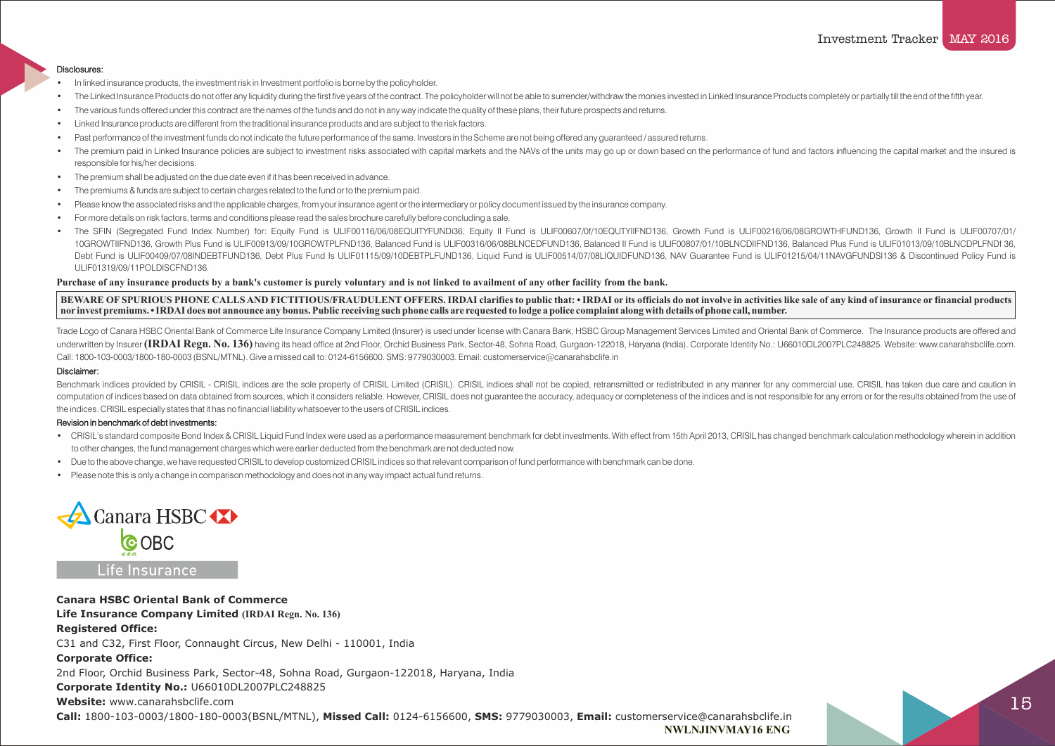### Disclosures:

- In linked insurance products, the investment risk in Investment portfolio is borne by the policyholder.
- The Linked Insurance Products do not offer any liquidity during the first five years of the contract. The policyholder will not be able to surrender/withdraw the monies invested in Linked Insurance Products completely or partially till the end of the fifth year.
- The various funds offered under this contract are the names of the funds and do not in any way indicate the quality of these plans, their future prospects and returns.
- Linked Insurance products are different from the traditional insurance products and are subject to the risk factors.
- Past performance of the investment funds do not indicate the future performance of the same. Investors in the Scheme are not being offered any guaranteed / assured returns.
- The premium paid in Linked Insurance policies are subject to investment risks associated with capital markets and the NAVs of the units may go up or down based on the performance of fund and factors influencing the capital market and the insured is responsible for his/her decisions.
- The premium shall be adjusted on the due date even if it has been received in advance.
- The premiums & funds are subject to certain charges related to the fund or to the premium paid.
- Please know the associated risks and the applicable charges, from your insurance agent or the intermediary or policy document issued by the insurance company.
- For more details on risk factors, terms and conditions please read the sales brochure carefully before concluding a sale.
- The SFIN (Segregated Fund Index Number) for: Equity Fund is ULIF00116/06/08EQUITYFUNDi36, Equity II Fund is ULIF00607/0f/10EQUTYIIFND136, Growth Fund is ULIF00216/06/08GROWTHFUND136, Growth II Fund is ULIF00707/01/10GROWTIIFND136, Growth Plus Fund is ULIF00913/09/10GROWTPLFND136, Balanced Fund is ULIF00316/06/08BLNCEDFUND136, Balanced II Fund is ULIF00807/01/10BLNCDIIFND136, Balanced Plus Fund is ULIF01013/09/10BLNCDPLFNDf 36, Debt Fund is ULIF00409/07/08INDEBTFUND136, Debt Plus Fund Is ULIF01115/09/10DEBTPLFUND136, Liquid Fund is ULIF00514/07/08LIQUIDFUND136, NAV Guarantee Fund is ULIF01215/04/11NAVGFUNDSI136 & Discontinued Policy Fund is ULIF01319/09/11POLDISCFND136.

**Purchase of any insurance products by a bank's customer is purely voluntary and is not linked to availment of any other facility from the bank.**

**BEWARE OF SPURIOUS PHONE CALLS AND FICTITIOUS/FRAUDULENT OFFERS. IRDAI clarifies to public that: • IRDAI or its officials do not involve in activities like sale of any kind of insurance or financial products nor invest premiums. • IRDAI does not announce any bonus. Public receiving such phone calls are requested to lodge a police complaint along with details of phone call, number.**

Trade Logo of Canara HSBC Oriental Bank of Commerce Life Insurance Company Limited (Insurer) is used under license with Canara Bank, HSBC Group Management Services Limited and Oriental Bank of Commerce. The Insurance products are offered and underwritten by Insurer **(IRDAI Regn. No. 136)** having its head office at 2nd Floor, Orchid Business Park, Sector-48, Sohna Road, Gurgaon-122018, Haryana (India). Corporate Identity No.: U66010DL2007PLC248825. Website: www.canarahsbclife.com. Call: 1800-103-0003/1800-180-0003 (BSNL/MTNL). Give a missed call to: 0124-6156600. SMS: 9779030003. Email: customerservice@canarahsbclife.in

### Disclaimer:

Benchmark indices provided by CRISIL - CRISIL indices are the sole property of CRISIL Limited (CRISIL). CRISIL indices shall not be copied, retransmitted or redistributed in any manner for any commercial use. CRISIL has taken due care and caution in computation of indices based on data obtained from sources, which it considers reliable. However, CRISIL does not guarantee the accuracy, adequacy or completeness of the indices and is not responsible for any errors or for the results obtained from the use of the indices. CRISIL especially states that it has no financial liability whatsoever to the users of CRISIL indices.

### Revision in benchmark of debt investments:

- CRISIL's standard composite Bond Index & CRISIL Liquid Fund Index were used as a performance measurement benchmark for debt investments. With effect from 15th April 2013, CRISIL has changed benchmark calculation methodology wherein in addition to other changes, the fund management charges which were earlier deducted from the benchmark are not deducted now.
- Due to the above change, we have requested CRISIL to develop customized CRISIL indices so that relevant comparison of fund performance with benchmark can be done.
- Please note this is only a change in comparison methodology and does not in any way impact actual fund returns.

Canara HSBC OBC Life Insurance

**Canara HSBC Oriental Bank of Commerce**
**Life Insurance Company Limited (IRDAI Regn. No. 136)**
**Registered Office:**
C31 and C32, First Floor, Connaught Circus, New Delhi - 110001, India
**Corporate Office:**
2nd Floor, Orchid Business Park, Sector-48, Sohna Road, Gurgaon-122018, Haryana, India
**Corporate Identity No.:** U66010DL2007PLC248825
**Website:** www.canarahsbclife.com
**Call:** 1800-103-0003/1800-180-0003(BSNL/MTNL), **Missed Call:** 0124-6156600, **SMS:** 9779030003, **Email:** customerservice@canarahsbclife.in

**NWLNJINVMAY16 ENG**